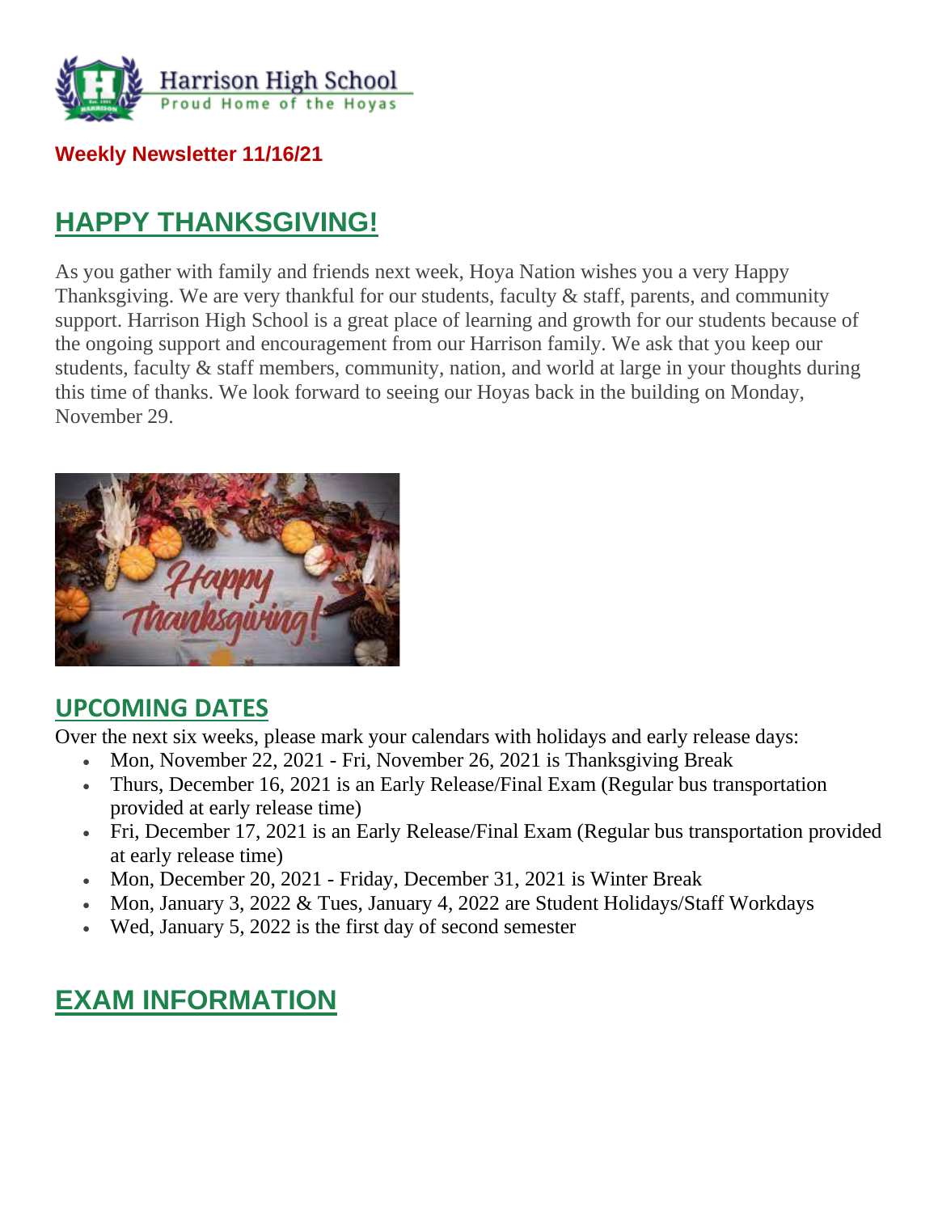Harrison High School
Proud Home of the Hoyas

**Weekly Newsletter 11/16/21**

## HAPPY THANKSGIVING!

As you gather with family and friends next week, Hoya Nation wishes you a very Happy Thanksgiving. We are very thankful for our students, faculty & staff, parents, and community support. Harrison High School is a great place of learning and growth for our students because of the ongoing support and encouragement from our Harrison family. We ask that you keep our students, faculty & staff members, community, nation, and world at large in your thoughts during this time of thanks. We look forward to seeing our Hoyas back in the building on Monday, November 29.

### UPCOMING DATES

Over the next six weeks, please mark your calendars with holidays and early release days:

- Mon, November 22, 2021 - Fri, November 26, 2021 is Thanksgiving Break
- Thurs, December 16, 2021 is an Early Release/Final Exam (Regular bus transportation provided at early release time)
- Fri, December 17, 2021 is an Early Release/Final Exam (Regular bus transportation provided at early release time)
- Mon, December 20, 2021 - Friday, December 31, 2021 is Winter Break
- Mon, January 3, 2022 & Tues, January 4, 2022 are Student Holidays/Staff Workdays
- Wed, January 5, 2022 is the first day of second semester

## EXAM INFORMATION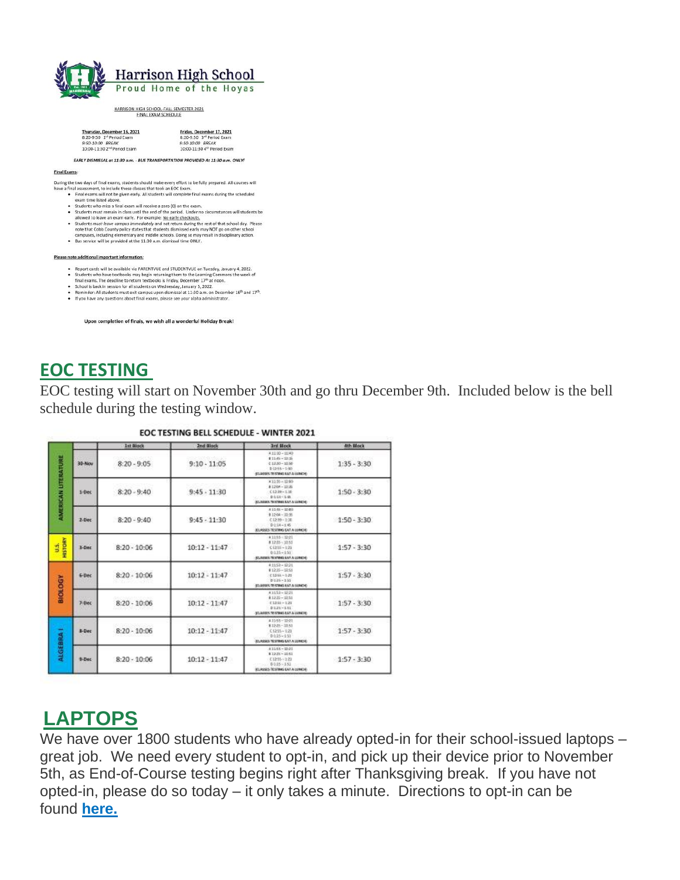# Harrison High School

Proud Home of the Hoyas

HARRISON HIGH SCHOOL FALL SEMESTER 2021
FINAL EXAM SCHEDULE

**Thursday, December 16, 2021**
8:20-9:50 1st Period Exam
9:50-10:00 BREAK
10:00-11:30 2nd Period Exam

**Friday, December 17, 2021**
8:20-9:50 3rd Period Exam
9:50-10:00 BREAK
10:00-11:30 4th Period Exam

*EARLY DISMISSAL at 11:30 a.m. - BUS TRANSPORTATION PROVIDED At 11:30 a.m. ONLY!*

**Final Exams:**

During the two days of final exams, students should make every effort to be fully prepared. All courses will have a final assessment, to include those classes that took an EOC Exam.

- Final exams will not be given early. All students will complete final exams during the scheduled exam time listed above.
- Students who miss a final exam will receive a zero (0) on the exam.
- Students must remain in class until the end of the period. Under no circumstances will students be allowed to leave an exam early. For example: No early checkouts.
- Students *must leave campus immediately* and not return during the rest of that school day. Please note that Cobb County policy states that students dismissed early may NOT go on other school campuses, including elementary and middle schools. Doing so may result in disciplinary action.
- Bus service will be provided at the 11:30 a.m. dismissal time ONLY.

**Please note additional important information:**

- Report cards will be available via PARENTVUE and STUDENTVUE on Tuesday, January 4, 2022.
- Students who have textbooks may begin returning them to the Learning Commons the week of final exams. The deadline to return textbooks is Friday, December 17th at noon.
- School is back in session for all students on Wednesday, January 5, 2022.
- Reminder: All students must exit campus upon dismissal at 11:30 a.m. on December 16th and 17th.
- If you have any questions about final exams, please see your alpha administrator.

**Upon completion of finals, we wish all a wonderful Holiday Break!**

## EOC TESTING

EOC testing will start on November 30th and go thru December 9th. Included below is the bell schedule during the testing window.

**EOC TESTING BELL SCHEDULE - WINTER 2021**

| | | 1st Block | 2nd Block | 3rd Block | 4th Block |
|---|---|---|---|---|---|
| AMERICAN LITERATURE | 30-Nov | 8:20 - 9:05 | 9:10 - 11:05 | A 11:10 – 11:40; B 11:45 – 12:15; C 12:20 – 12:50; D 12:55 – 1:30; (CLASSES TESTING EAT A LUNCH) | 1:35 - 3:30 |
| | 1-Dec | 8:20 - 9:40 | 9:45 - 11:30 | A 11:35 – 12:00; B 12:04 – 12:35; C 12:39 – 1:10; D 1:14 – 1:45; (CLASSES TESTING EAT A LUNCH) | 1:50 - 3:30 |
| | 2-Dec | 8:20 - 9:40 | 9:45 - 11:30 | A 11:35 – 12:00; B 12:04 – 12:35; C 12:39 – 1:10; D 1:14 – 1:45; (CLASSES TESTING EAT A LUNCH) | 1:50 - 3:30 |
| U.S. HISTORY | 3-Dec | 8:20 - 10:06 | 10:12 - 11:47 | A 11:53 – 12:21; B 12:25 – 12:51; C 12:55 – 1:21; D 1:25 – 1:51; (CLASSES TESTING EAT A LUNCH) | 1:57 - 3:30 |
| BIOLOGY | 6-Dec | 8:20 - 10:06 | 10:12 - 11:47 | A 11:53 – 12:21; B 12:25 – 12:51; C 12:55 – 1:21; D 1:25 – 1:51; (CLASSES TESTING EAT A LUNCH) | 1:57 - 3:30 |
| | 7-Dec | 8:20 - 10:06 | 10:12 - 11:47 | A 11:53 – 12:21; B 12:25 – 12:51; C 12:55 – 1:21; D 1:25 – 1:51; (CLASSES TESTING EAT A LUNCH) | 1:57 - 3:30 |
| ALGEBRA I | 8-Dec | 8:20 - 10:06 | 10:12 - 11:47 | A 11:53 – 12:21; B 12:25 – 12:51; C 12:55 – 1:21; D 1:25 – 1:51; (CLASSES TESTING EAT A LUNCH) | 1:57 - 3:30 |
| | 9-Dec | 8:20 - 10:06 | 10:12 - 11:47 | A 11:53 – 12:21; B 12:25 – 12:51; C 12:55 – 1:21; D 1:25 – 1:51; (CLASSES TESTING EAT A LUNCH) | 1:57 - 3:30 |

## LAPTOPS

We have over 1800 students who have already opted-in for their school-issued laptops – great job. We need every student to opt-in, and pick up their device prior to November 5th, as End-of-Course testing begins right after Thanksgiving break. If you have not opted-in, please do so today – it only takes a minute. Directions to opt-in can be found **here.**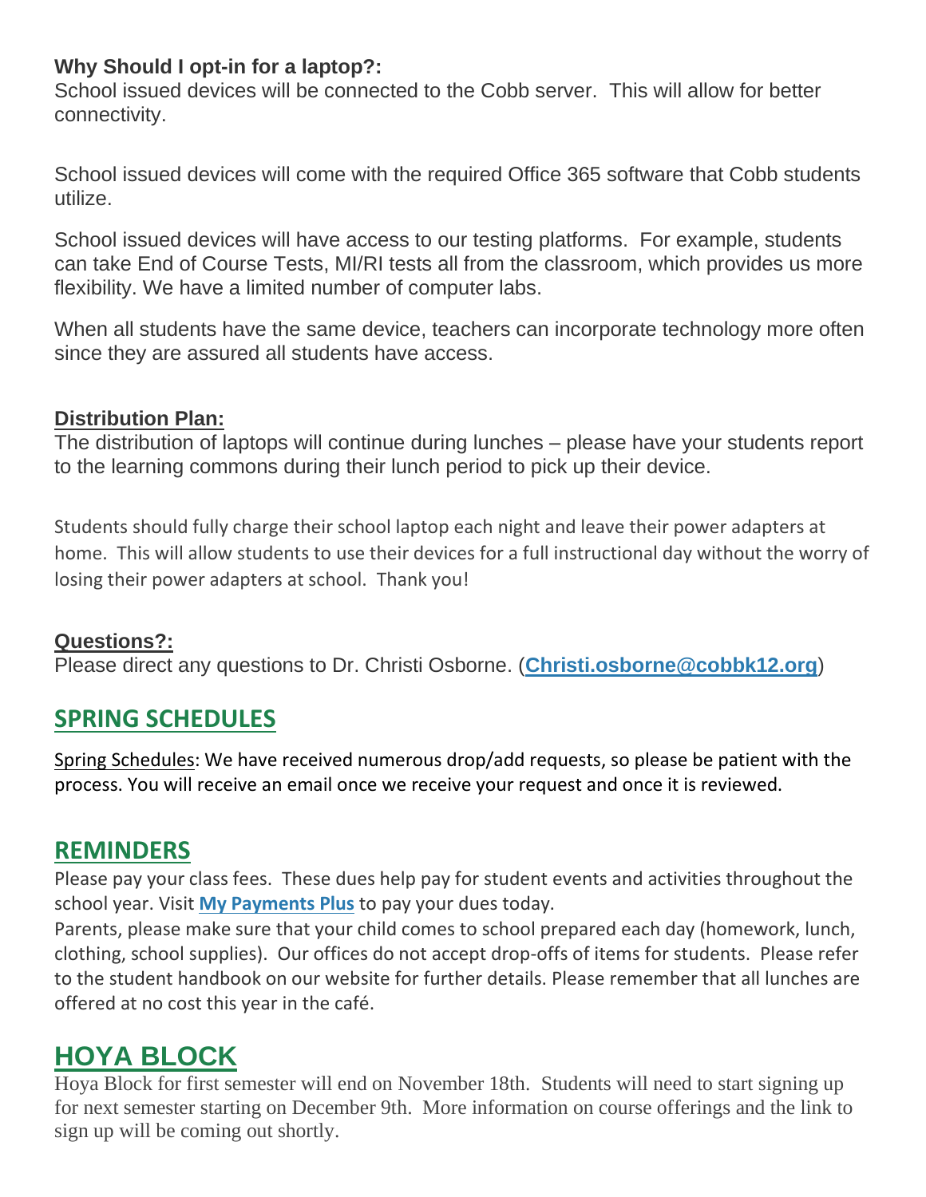**Why Should I opt-in for a laptop?:**
School issued devices will be connected to the Cobb server. This will allow for better connectivity.

School issued devices will come with the required Office 365 software that Cobb students utilize.

School issued devices will have access to our testing platforms. For example, students can take End of Course Tests, MI/RI tests all from the classroom, which provides us more flexibility. We have a limited number of computer labs.

When all students have the same device, teachers can incorporate technology more often since they are assured all students have access.

**Distribution Plan:**
The distribution of laptops will continue during lunches – please have your students report to the learning commons during their lunch period to pick up their device.

Students should fully charge their school laptop each night and leave their power adapters at home. This will allow students to use their devices for a full instructional day without the worry of losing their power adapters at school. Thank you!

**Questions?:**
Please direct any questions to Dr. Christi Osborne. (**Christi.osborne@cobbk12.org**)

## SPRING SCHEDULES

Spring Schedules: We have received numerous drop/add requests, so please be patient with the process. You will receive an email once we receive your request and once it is reviewed.

## REMINDERS

Please pay your class fees. These dues help pay for student events and activities throughout the school year. Visit **My Payments Plus** to pay your dues today.
Parents, please make sure that your child comes to school prepared each day (homework, lunch, clothing, school supplies). Our offices do not accept drop-offs of items for students. Please refer to the student handbook on our website for further details. Please remember that all lunches are offered at no cost this year in the café.

## HOYA BLOCK

Hoya Block for first semester will end on November 18th. Students will need to start signing up for next semester starting on December 9th. More information on course offerings and the link to sign up will be coming out shortly.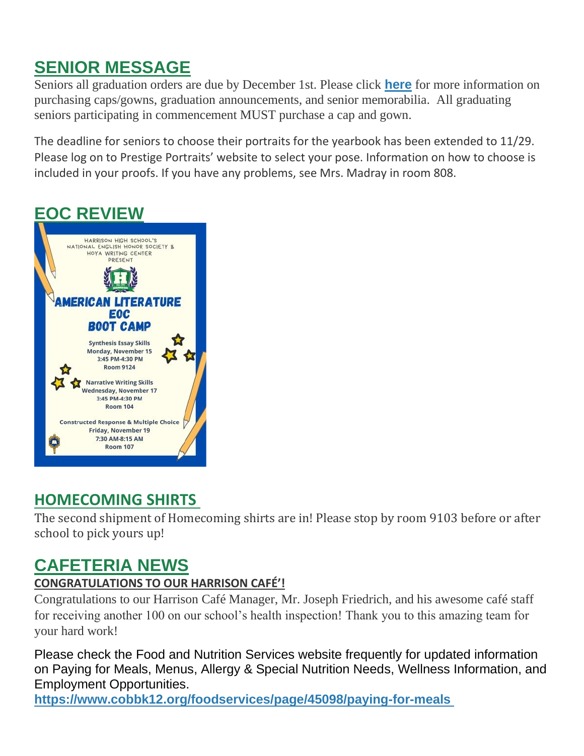## SENIOR MESSAGE

Seniors all graduation orders are due by December 1st. Please click **here** for more information on purchasing caps/gowns, graduation announcements, and senior memorabilia. All graduating seniors participating in commencement MUST purchase a cap and gown.

The deadline for seniors to choose their portraits for the yearbook has been extended to 11/29. Please log on to Prestige Portraits' website to select your pose. Information on how to choose is included in your proofs. If you have any problems, see Mrs. Madray in room 808.

## EOC REVIEW

HARRISON HIGH SCHOOL'S NATIONAL ENGLISH HONOR SOCIETY & HOYA WRITING CENTER PRESENT

**AMERICAN LITERATURE EOC BOOT CAMP**

**Synthesis Essay Skills**
Monday, November 15
3:45 PM-4:30 PM
Room 9124

**Narrative Writing Skills**
Wednesday, November 17
3:45 PM-4:30 PM
Room 104

**Constructed Response & Multiple Choice**
Friday, November 19
7:30 AM-8:15 AM
Room 107

## HOMECOMING SHIRTS

The second shipment of Homecoming shirts are in! Please stop by room 9103 before or after school to pick yours up!

## CAFETERIA NEWS

### CONGRATULATIONS TO OUR HARRISON CAFÉ'!

Congratulations to our Harrison Café Manager, Mr. Joseph Friedrich, and his awesome café staff for receiving another 100 on our school's health inspection! Thank you to this amazing team for your hard work!

Please check the Food and Nutrition Services website frequently for updated information on Paying for Meals, Menus, Allergy & Special Nutrition Needs, Wellness Information, and Employment Opportunities.
**https://www.cobbk12.org/foodservices/page/45098/paying-for-meals**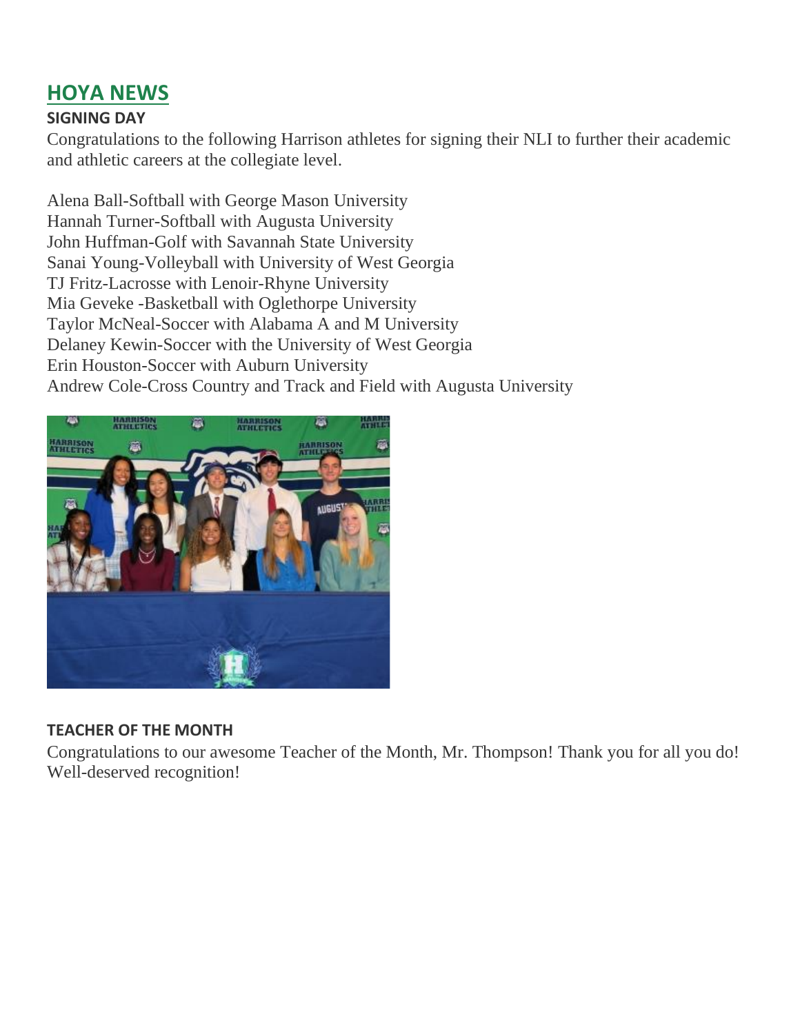## HOYA NEWS

**SIGNING DAY**

Congratulations to the following Harrison athletes for signing their NLI to further their academic and athletic careers at the collegiate level.

Alena Ball-Softball with George Mason University
Hannah Turner-Softball with Augusta University
John Huffman-Golf with Savannah State University
Sanai Young-Volleyball with University of West Georgia
TJ Fritz-Lacrosse with Lenoir-Rhyne University
Mia Geveke -Basketball with Oglethorpe University
Taylor McNeal-Soccer with Alabama A and M University
Delaney Kewin-Soccer with the University of West Georgia
Erin Houston-Soccer with Auburn University
Andrew Cole-Cross Country and Track and Field with Augusta University

**TEACHER OF THE MONTH**

Congratulations to our awesome Teacher of the Month, Mr. Thompson! Thank you for all you do! Well-deserved recognition!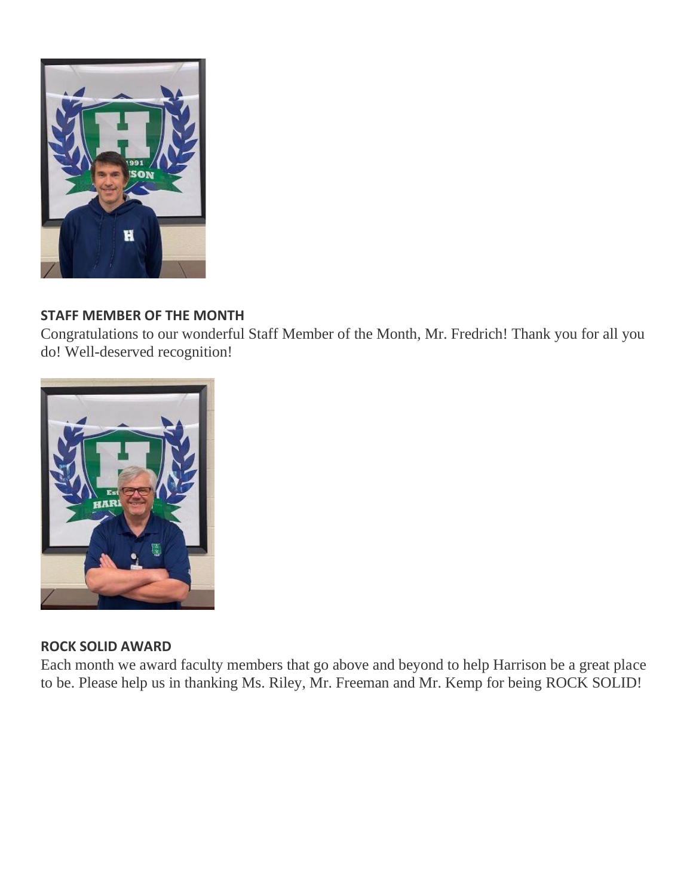**STAFF MEMBER OF THE MONTH**

Congratulations to our wonderful Staff Member of the Month, Mr. Fredrich! Thank you for all you do! Well-deserved recognition!

**ROCK SOLID AWARD**

Each month we award faculty members that go above and beyond to help Harrison be a great place to be. Please help us in thanking Ms. Riley, Mr. Freeman and Mr. Kemp for being ROCK SOLID!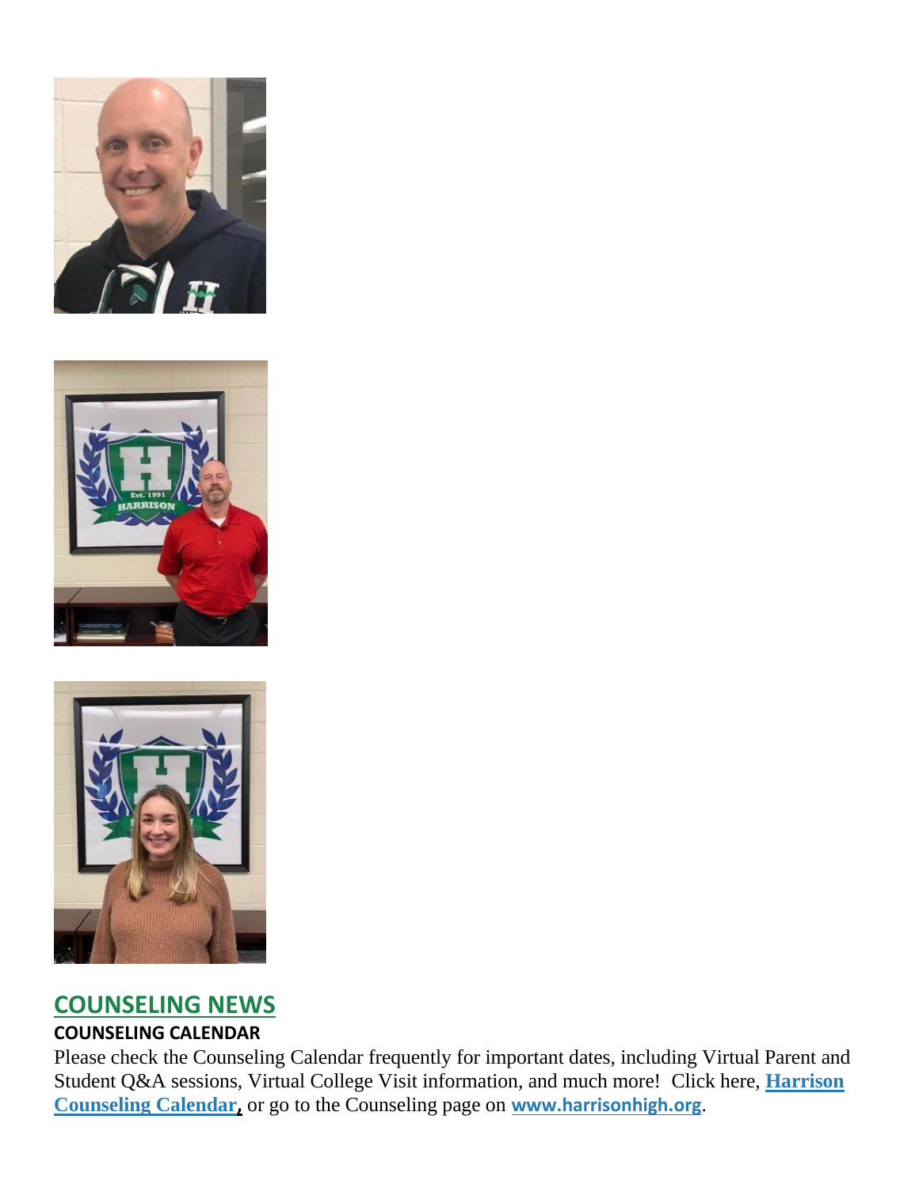## COUNSELING NEWS

**COUNSELING CALENDAR**

Please check the Counseling Calendar frequently for important dates, including Virtual Parent and Student Q&A sessions, Virtual College Visit information, and much more! Click here, **Harrison Counseling Calendar,** or go to the Counseling page on **www.harrisonhigh.org**.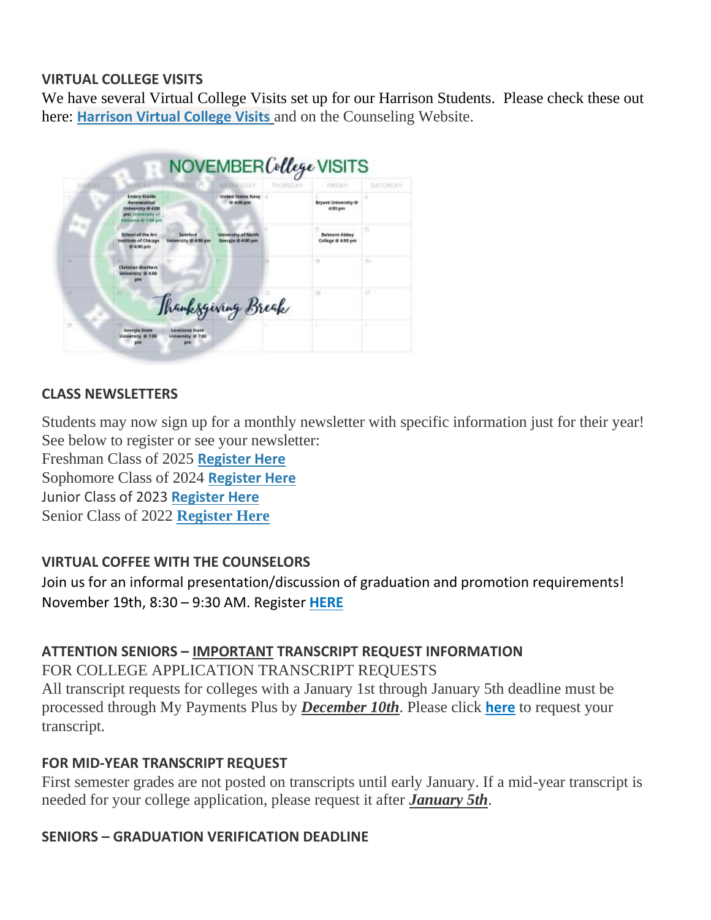**VIRTUAL COLLEGE VISITS**

We have several Virtual College Visits set up for our Harrison Students. Please check these out here: **Harrison Virtual College Visits** and on the Counseling Website.

NOVEMBER College VISITS

| SUNDAY | MONDAY | TUESDAY | WEDNESDAY | THURSDAY | FRIDAY | SATURDAY |
|---|---|---|---|---|---|---|
| | Embry-Riddle Aeronautical University @ 4:00 pm; University of Alabama @ 7:00 pm | | United States Navy @ 4:00 pm | | Bryant University @ 4:00 pm | |
| | School of the Art Institute of Chicago @ 4:00 pm | Samford University @ 4:00 pm | University of North Georgia @ 4:00 pm | | Belmont Abbey College @ 4:00 pm | |
| | Christian Brothers University @ 4:00 pm | | | | | |
| | Thanksgiving Break | | | | | |
| | Georgia State University @ 7:00 pm | Louisiana State University @ 7:00 pm | | | | |

**CLASS NEWSLETTERS**

Students may now sign up for a monthly newsletter with specific information just for their year! See below to register or see your newsletter:

Freshman Class of 2025 **Register Here**
Sophomore Class of 2024 **Register Here**
Junior Class of 2023 **Register Here**
Senior Class of 2022 **Register Here**

**VIRTUAL COFFEE WITH THE COUNSELORS**

Join us for an informal presentation/discussion of graduation and promotion requirements! November 19th, 8:30 – 9:30 AM. Register **HERE**

**ATTENTION SENIORS – IMPORTANT TRANSCRIPT REQUEST INFORMATION**

FOR COLLEGE APPLICATION TRANSCRIPT REQUESTS

All transcript requests for colleges with a January 1st through January 5th deadline must be processed through My Payments Plus by ***December 10th***. Please click **here** to request your transcript.

**FOR MID-YEAR TRANSCRIPT REQUEST**

First semester grades are not posted on transcripts until early January. If a mid-year transcript is needed for your college application, please request it after ***January 5th***.

**SENIORS – GRADUATION VERIFICATION DEADLINE**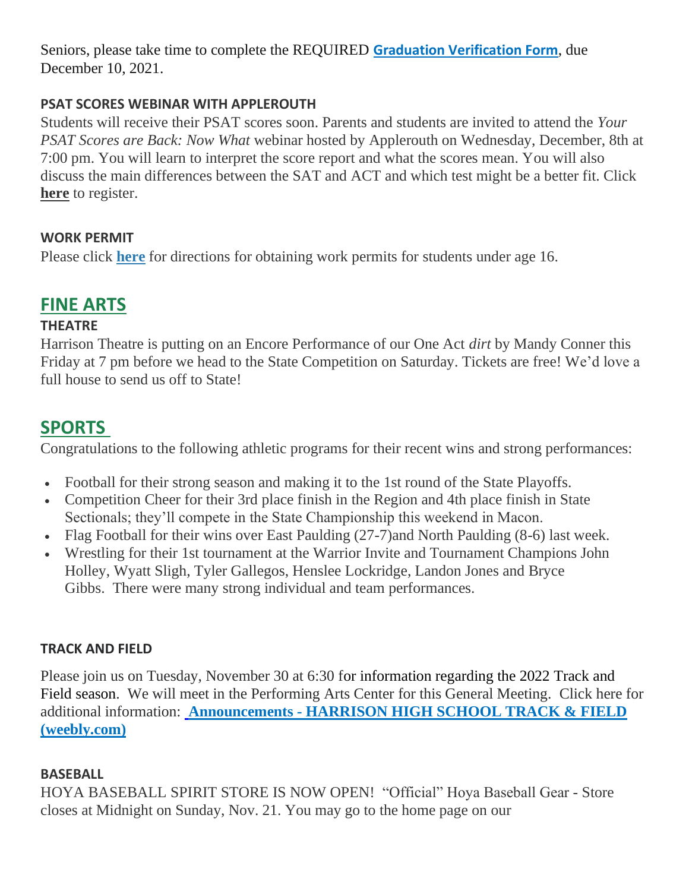Seniors, please take time to complete the REQUIRED **Graduation Verification Form**, due December 10, 2021.

**PSAT SCORES WEBINAR WITH APPLEROUTH**

Students will receive their PSAT scores soon. Parents and students are invited to attend the *Your PSAT Scores are Back: Now What* webinar hosted by Applerouth on Wednesday, December, 8th at 7:00 pm. You will learn to interpret the score report and what the scores mean. You will also discuss the main differences between the SAT and ACT and which test might be a better fit. Click **here** to register.

**WORK PERMIT**

Please click **here** for directions for obtaining work permits for students under age 16.

## FINE ARTS

**THEATRE**

Harrison Theatre is putting on an Encore Performance of our One Act *dirt* by Mandy Conner this Friday at 7 pm before we head to the State Competition on Saturday. Tickets are free! We'd love a full house to send us off to State!

## SPORTS

Congratulations to the following athletic programs for their recent wins and strong performances:

- Football for their strong season and making it to the 1st round of the State Playoffs.
- Competition Cheer for their 3rd place finish in the Region and 4th place finish in State Sectionals; they'll compete in the State Championship this weekend in Macon.
- Flag Football for their wins over East Paulding (27-7)and North Paulding (8-6) last week.
- Wrestling for their 1st tournament at the Warrior Invite and Tournament Champions John Holley, Wyatt Sligh, Tyler Gallegos, Henslee Lockridge, Landon Jones and Bryce Gibbs. There were many strong individual and team performances.

**TRACK AND FIELD**

Please join us on Tuesday, November 30 at 6:30 for information regarding the 2022 Track and Field season. We will meet in the Performing Arts Center for this General Meeting. Click here for additional information: **Announcements - HARRISON HIGH SCHOOL TRACK & FIELD (weebly.com)**

**BASEBALL**

HOYA BASEBALL SPIRIT STORE IS NOW OPEN! "Official" Hoya Baseball Gear - Store closes at Midnight on Sunday, Nov. 21. You may go to the home page on our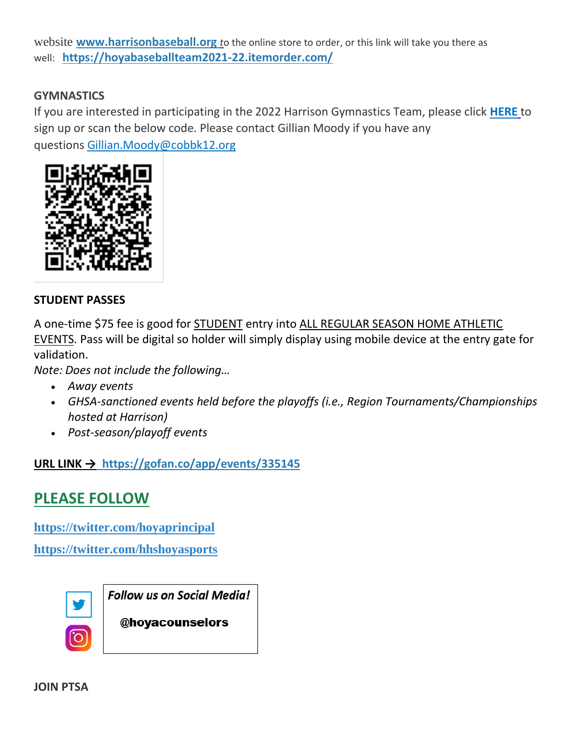website **www.harrisonbaseball.org** to the online store to order, or this link will take you there as well: **https://hoyabaseballteam2021-22.itemorder.com/**

**GYMNASTICS**

If you are interested in participating in the 2022 Harrison Gymnastics Team, please click **HERE** to sign up or scan the below code. Please contact Gillian Moody if you have any questions Gillian.Moody@cobbk12.org

**STUDENT PASSES**

A one-time $75 fee is good for STUDENT entry into ALL REGULAR SEASON HOME ATHLETIC EVENTS. Pass will be digital so holder will simply display using mobile device at the entry gate for validation.

*Note: Does not include the following…*

- *Away events*
- *GHSA-sanctioned events held before the playoffs (i.e., Region Tournaments/Championships hosted at Harrison)*
- *Post-season/playoff events*

**URL LINK → https://gofan.co/app/events/335145**

## PLEASE FOLLOW

**https://twitter.com/hoyaprincipal**

**https://twitter.com/hhshoyasports**

***Follow us on Social Media!***

**@hoyacounselors**

**JOIN PTSA**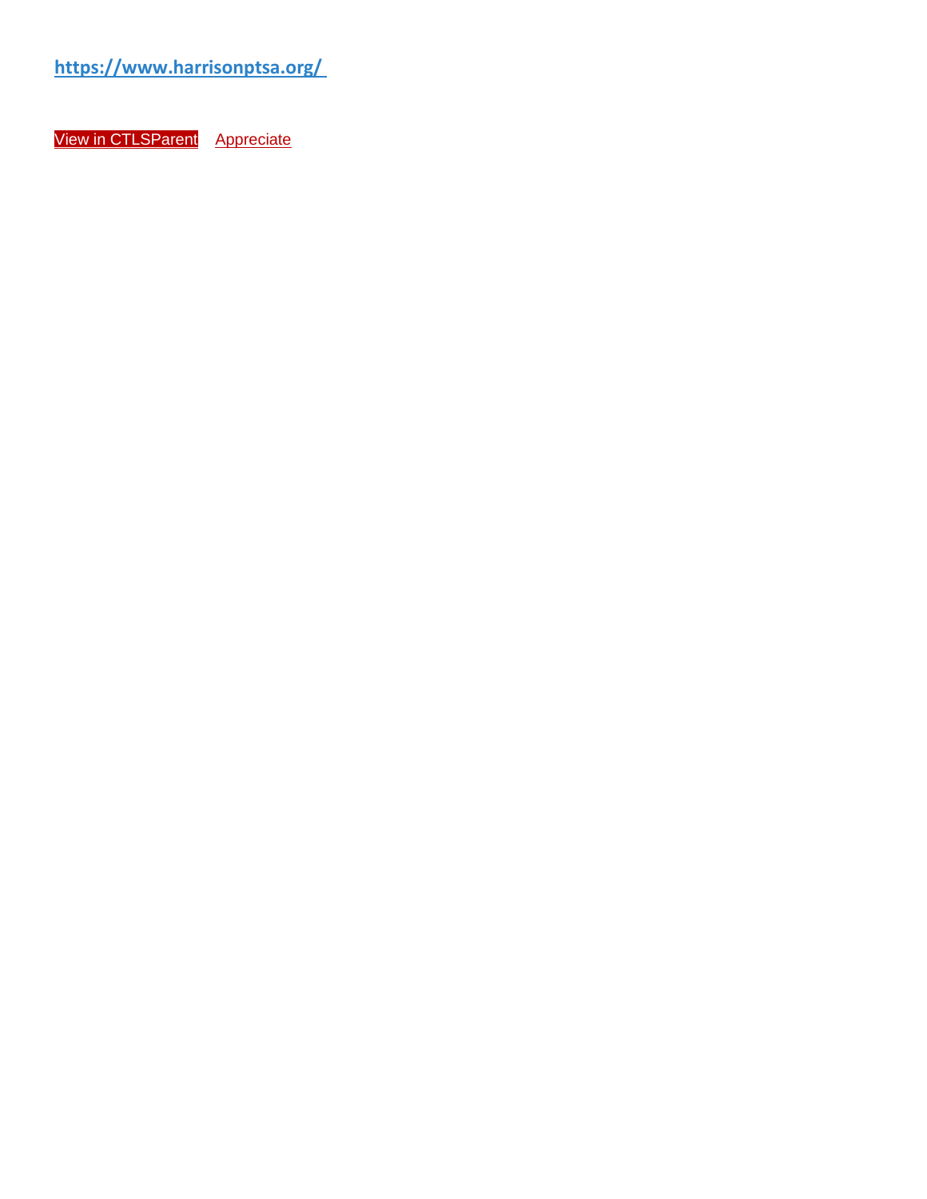**https://www.harrisonptsa.org/**

View in CTLSParent Appreciate